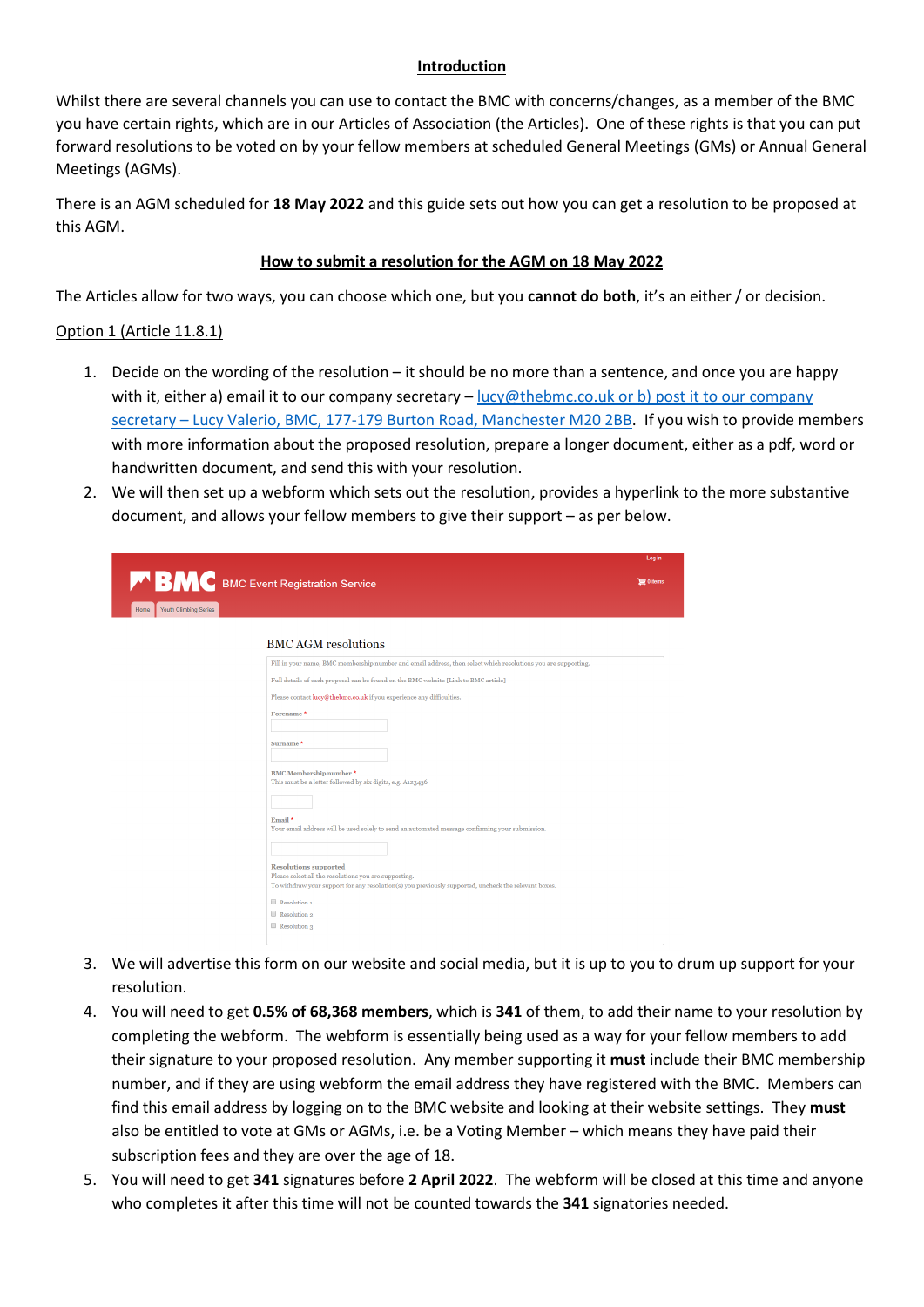## Introduction

Whilst there are several channels you can use to contact the BMC with concerns/changes, as a member of the BMC you have certain rights, which are in our Articles of Association (the Articles). One of these rights is that you can put forward resolutions to be voted on by your fellow members at scheduled General Meetings (GMs) or Annual General Meetings (AGMs).

There is an AGM scheduled for **18 May 2022** and this guide sets out how you can get a resolution to be proposed at this AGM.

## How to submit a resolution for the AGM on 18 May 2022

The Articles allow for two ways, you can choose which one, but you **cannot do both**, it's an either / or decision.

### Option 1 (Article 11.8.1)

1. Decide on the wording of the resolution – it should be no more than a sentence, and once you are happy with it, either a) email it to our company secretary – lucy@thebmc.co.uk or b) post it to our company secretary – Lucy Valerio, BMC, 177-179 Burton Road, Manchester M20 2BB. If you wish to provide members with more information about the proposed resolution, prepare a longer document, either as a pdf, word or handwritten document, and send this with your resolution.
2. We will then set up a webform which sets out the resolution, provides a hyperlink to the more substantive document, and allows your fellow members to give their support – as per below.
3. We will advertise this form on our website and social media, but it is up to you to drum up support for your resolution.
4. You will need to get **0.5% of 68,368 members**, which is **341** of them, to add their name to your resolution by completing the webform. The webform is essentially being used as a way for your fellow members to add their signature to your proposed resolution. Any member supporting it **must** include their BMC membership number, and if they are using webform the email address they have registered with the BMC. Members can find this email address by logging on to the BMC website and looking at their website settings. They **must** also be entitled to vote at GMs or AGMs, i.e. be a Voting Member – which means they have paid their subscription fees and they are over the age of 18.
5. You will need to get **341** signatures before **2 April 2022**. The webform will be closed at this time and anyone who completes it after this time will not be counted towards the **341** signatories needed.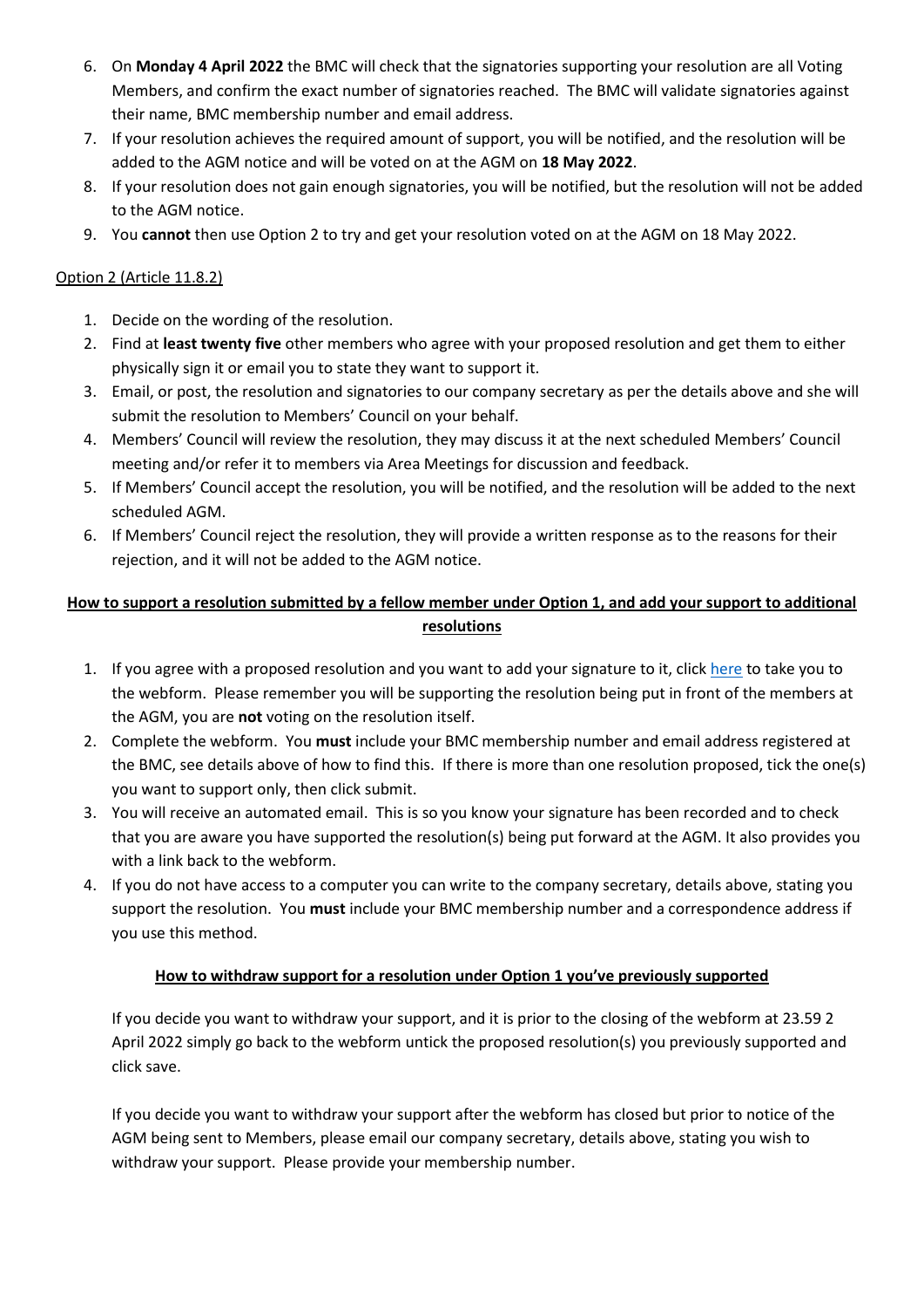6. On **Monday 4 April 2022** the BMC will check that the signatories supporting your resolution are all Voting Members, and confirm the exact number of signatories reached. The BMC will validate signatories against their name, BMC membership number and email address.
7. If your resolution achieves the required amount of support, you will be notified, and the resolution will be added to the AGM notice and will be voted on at the AGM on **18 May 2022**.
8. If your resolution does not gain enough signatories, you will be notified, but the resolution will not be added to the AGM notice.
9. You **cannot** then use Option 2 to try and get your resolution voted on at the AGM on 18 May 2022.

Option 2 (Article 11.8.2)

1. Decide on the wording of the resolution.
2. Find at **least twenty five** other members who agree with your proposed resolution and get them to either physically sign it or email you to state they want to support it.
3. Email, or post, the resolution and signatories to our company secretary as per the details above and she will submit the resolution to Members' Council on your behalf.
4. Members' Council will review the resolution, they may discuss it at the next scheduled Members' Council meeting and/or refer it to members via Area Meetings for discussion and feedback.
5. If Members' Council accept the resolution, you will be notified, and the resolution will be added to the next scheduled AGM.
6. If Members' Council reject the resolution, they will provide a written response as to the reasons for their rejection, and it will not be added to the AGM notice.

**How to support a resolution submitted by a fellow member under Option 1, and add your support to additional resolutions**

1. If you agree with a proposed resolution and you want to add your signature to it, click here to take you to the webform. Please remember you will be supporting the resolution being put in front of the members at the AGM, you are **not** voting on the resolution itself.
2. Complete the webform. You **must** include your BMC membership number and email address registered at the BMC, see details above of how to find this. If there is more than one resolution proposed, tick the one(s) you want to support only, then click submit.
3. You will receive an automated email. This is so you know your signature has been recorded and to check that you are aware you have supported the resolution(s) being put forward at the AGM. It also provides you with a link back to the webform.
4. If you do not have access to a computer you can write to the company secretary, details above, stating you support the resolution. You **must** include your BMC membership number and a correspondence address if you use this method.

**How to withdraw support for a resolution under Option 1 you've previously supported**

If you decide you want to withdraw your support, and it is prior to the closing of the webform at 23.59 2 April 2022 simply go back to the webform untick the proposed resolution(s) you previously supported and click save.

If you decide you want to withdraw your support after the webform has closed but prior to notice of the AGM being sent to Members, please email our company secretary, details above, stating you wish to withdraw your support. Please provide your membership number.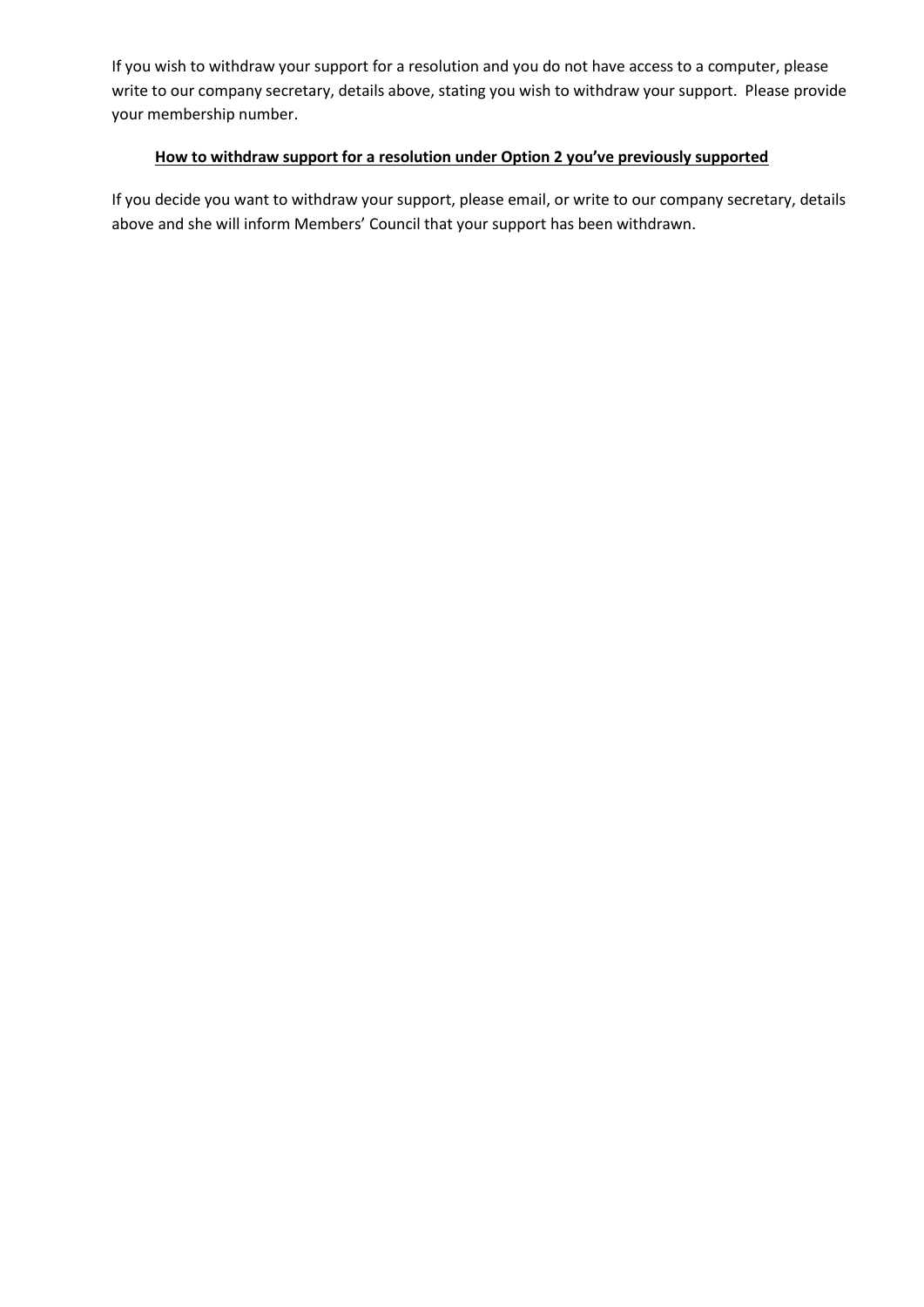If you wish to withdraw your support for a resolution and you do not have access to a computer, please write to our company secretary, details above, stating you wish to withdraw your support. Please provide your membership number.

**How to withdraw support for a resolution under Option 2 you've previously supported**

If you decide you want to withdraw your support, please email, or write to our company secretary, details above and she will inform Members' Council that your support has been withdrawn.